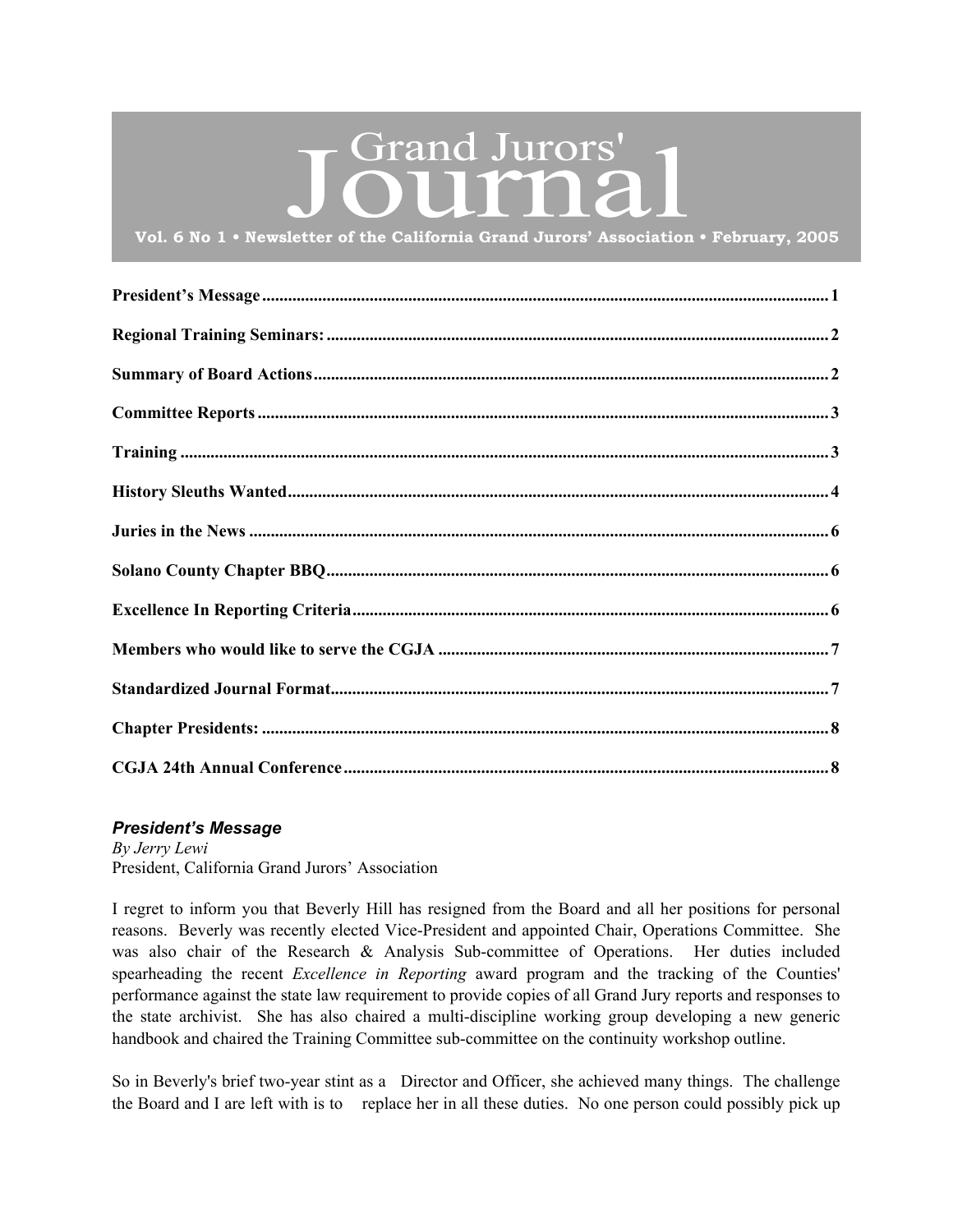# Grand Jurors' Journal

**Vol. 6 No 1 • Newsletter of the California Grand Jurors' Association • February, 2005**

| | |
|---|---|
| **President's Message** | **1** |
| **Regional Training Seminars:** | **2** |
| **Summary of Board Actions** | **2** |
| **Committee Reports** | **3** |
| **Training** | **3** |
| **History Sleuths Wanted** | **4** |
| **Juries in the News** | **6** |
| **Solano County Chapter BBQ** | **6** |
| **Excellence In Reporting Criteria** | **6** |
| **Members who would like to serve the CGJA** | **7** |
| **Standardized Journal Format** | **7** |
| **Chapter Presidents:** | **8** |
| **CGJA 24th Annual Conference** | **8** |

### *President's Message*

*By Jerry Lewi*
President, California Grand Jurors' Association

I regret to inform you that Beverly Hill has resigned from the Board and all her positions for personal reasons. Beverly was recently elected Vice-President and appointed Chair, Operations Committee. She was also chair of the Research & Analysis Sub-committee of Operations. Her duties included spearheading the recent *Excellence in Reporting* award program and the tracking of the Counties' performance against the state law requirement to provide copies of all Grand Jury reports and responses to the state archivist. She has also chaired a multi-discipline working group developing a new generic handbook and chaired the Training Committee sub-committee on the continuity workshop outline.

So in Beverly's brief two-year stint as a Director and Officer, she achieved many things. The challenge the Board and I are left with is to replace her in all these duties. No one person could possibly pick up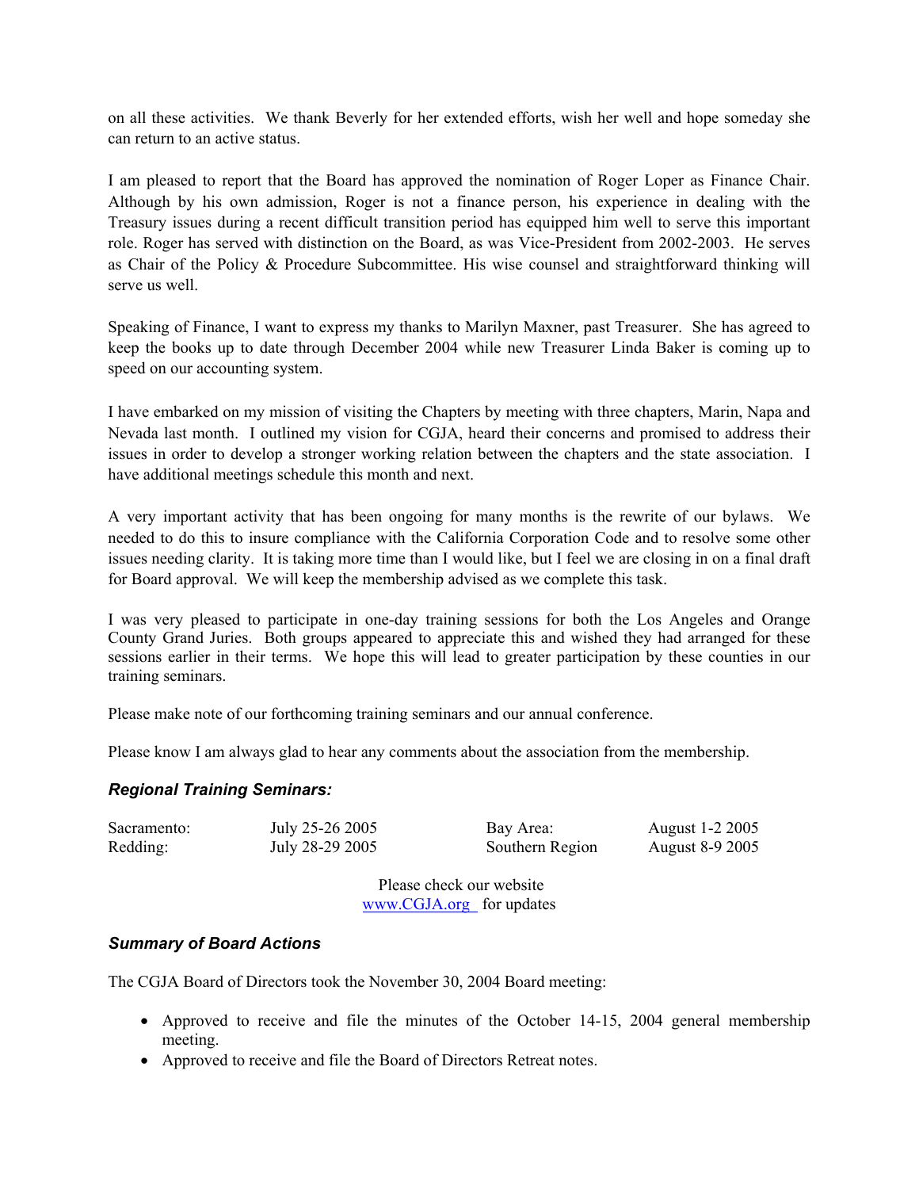on all these activities. We thank Beverly for her extended efforts, wish her well and hope someday she can return to an active status.

I am pleased to report that the Board has approved the nomination of Roger Loper as Finance Chair. Although by his own admission, Roger is not a finance person, his experience in dealing with the Treasury issues during a recent difficult transition period has equipped him well to serve this important role. Roger has served with distinction on the Board, as was Vice-President from 2002-2003. He serves as Chair of the Policy & Procedure Subcommittee. His wise counsel and straightforward thinking will serve us well.

Speaking of Finance, I want to express my thanks to Marilyn Maxner, past Treasurer. She has agreed to keep the books up to date through December 2004 while new Treasurer Linda Baker is coming up to speed on our accounting system.

I have embarked on my mission of visiting the Chapters by meeting with three chapters, Marin, Napa and Nevada last month. I outlined my vision for CGJA, heard their concerns and promised to address their issues in order to develop a stronger working relation between the chapters and the state association. I have additional meetings schedule this month and next.

A very important activity that has been ongoing for many months is the rewrite of our bylaws. We needed to do this to insure compliance with the California Corporation Code and to resolve some other issues needing clarity. It is taking more time than I would like, but I feel we are closing in on a final draft for Board approval. We will keep the membership advised as we complete this task.

I was very pleased to participate in one-day training sessions for both the Los Angeles and Orange County Grand Juries. Both groups appeared to appreciate this and wished they had arranged for these sessions earlier in their terms. We hope this will lead to greater participation by these counties in our training seminars.

Please make note of our forthcoming training seminars and our annual conference.

Please know I am always glad to hear any comments about the association from the membership.

### *Regional Training Seminars:*

| | | | |
|---|---|---|---|
| Sacramento: | July 25-26 2005 | Bay Area: | August 1-2 2005 |
| Redding: | July 28-29 2005 | Southern Region | August 8-9 2005 |

Please check our website
www.CGJA.org for updates

### *Summary of Board Actions*

The CGJA Board of Directors took the November 30, 2004 Board meeting:

- Approved to receive and file the minutes of the October 14-15, 2004 general membership meeting.
- Approved to receive and file the Board of Directors Retreat notes.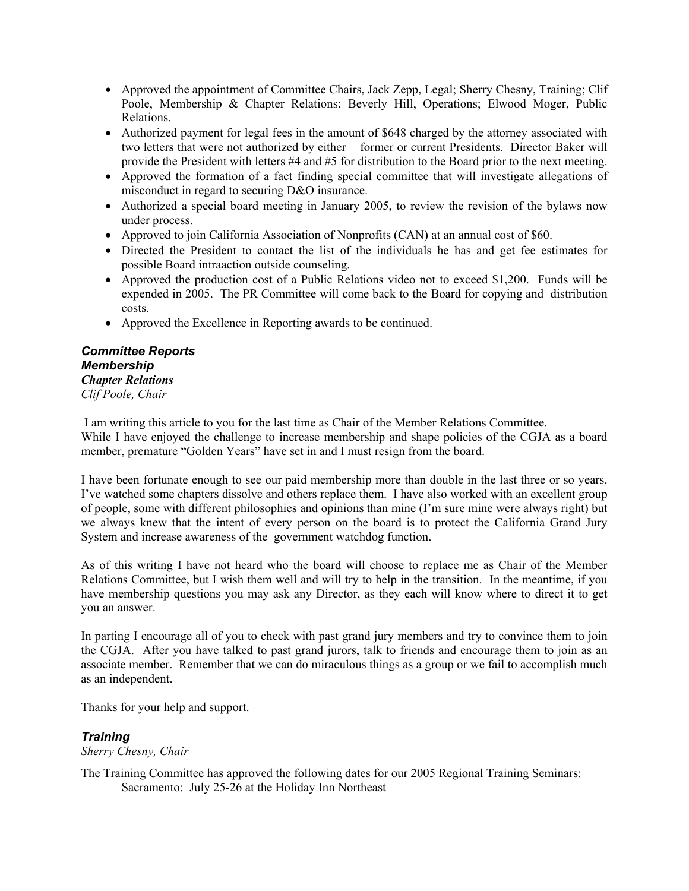- Approved the appointment of Committee Chairs, Jack Zepp, Legal; Sherry Chesny, Training; Clif Poole, Membership & Chapter Relations; Beverly Hill, Operations; Elwood Moger, Public Relations.
- Authorized payment for legal fees in the amount of $648 charged by the attorney associated with two letters that were not authorized by either former or current Presidents. Director Baker will provide the President with letters #4 and #5 for distribution to the Board prior to the next meeting.
- Approved the formation of a fact finding special committee that will investigate allegations of misconduct in regard to securing D&O insurance.
- Authorized a special board meeting in January 2005, to review the revision of the bylaws now under process.
- Approved to join California Association of Nonprofits (CAN) at an annual cost of $60.
- Directed the President to contact the list of the individuals he has and get fee estimates for possible Board intraaction outside counseling.
- Approved the production cost of a Public Relations video not to exceed $1,200. Funds will be expended in 2005. The PR Committee will come back to the Board for copying and distribution costs.
- Approved the Excellence in Reporting awards to be continued.

## *Committee Reports*
### *Membership*
### *Chapter Relations*
*Clif Poole, Chair*

I am writing this article to you for the last time as Chair of the Member Relations Committee. While I have enjoyed the challenge to increase membership and shape policies of the CGJA as a board member, premature "Golden Years" have set in and I must resign from the board.

I have been fortunate enough to see our paid membership more than double in the last three or so years. I've watched some chapters dissolve and others replace them. I have also worked with an excellent group of people, some with different philosophies and opinions than mine (I'm sure mine were always right) but we always knew that the intent of every person on the board is to protect the California Grand Jury System and increase awareness of the government watchdog function.

As of this writing I have not heard who the board will choose to replace me as Chair of the Member Relations Committee, but I wish them well and will try to help in the transition. In the meantime, if you have membership questions you may ask any Director, as they each will know where to direct it to get you an answer.

In parting I encourage all of you to check with past grand jury members and try to convince them to join the CGJA. After you have talked to past grand jurors, talk to friends and encourage them to join as an associate member. Remember that we can do miraculous things as a group or we fail to accomplish much as an independent.

Thanks for your help and support.

### *Training*
*Sherry Chesny, Chair*

The Training Committee has approved the following dates for our 2005 Regional Training Seminars:

Sacramento: July 25-26 at the Holiday Inn Northeast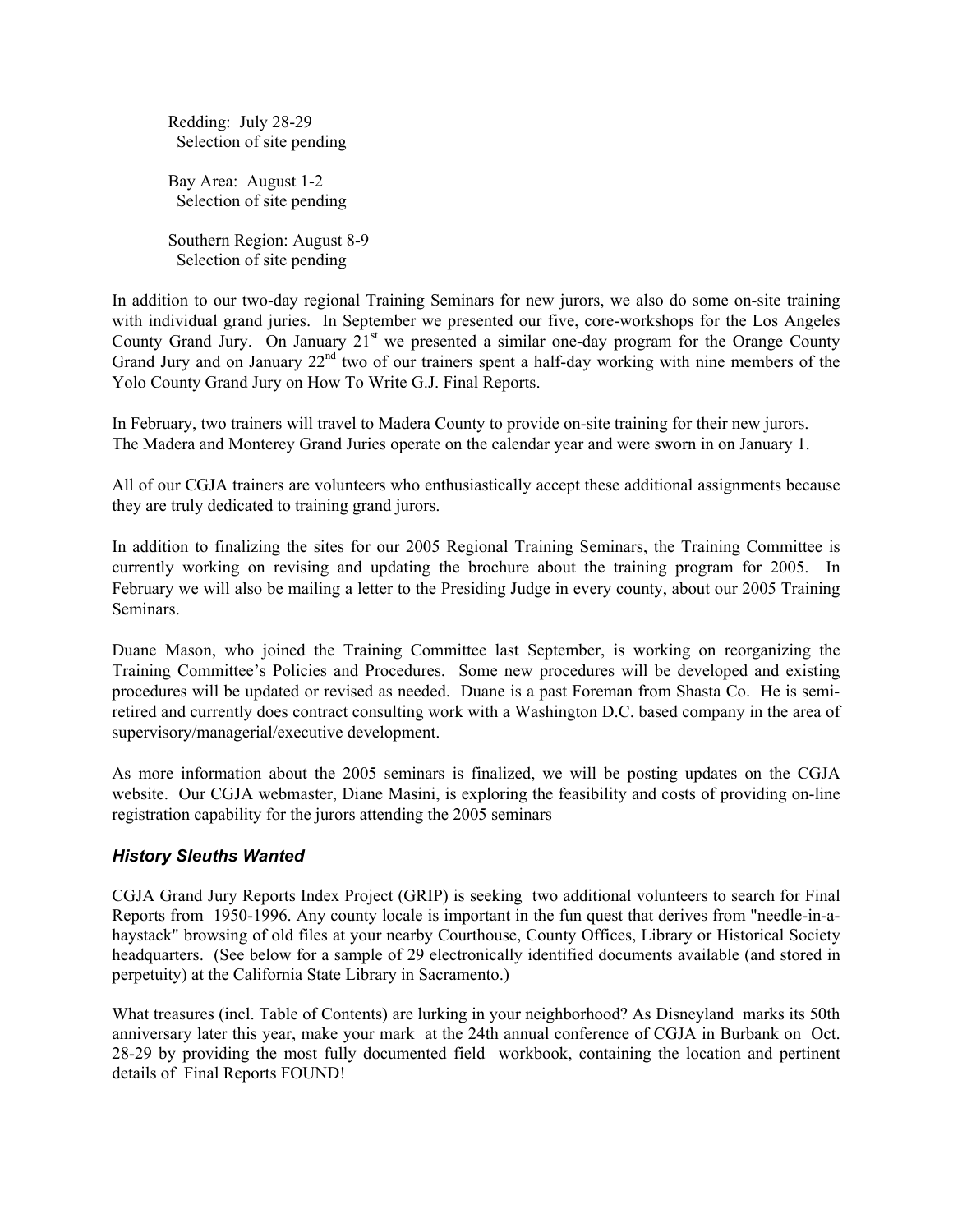Redding: July 28-29
Selection of site pending

Bay Area: August 1-2
Selection of site pending

Southern Region: August 8-9
Selection of site pending

In addition to our two-day regional Training Seminars for new jurors, we also do some on-site training with individual grand juries. In September we presented our five, core-workshops for the Los Angeles County Grand Jury. On January 21st we presented a similar one-day program for the Orange County Grand Jury and on January 22nd two of our trainers spent a half-day working with nine members of the Yolo County Grand Jury on How To Write G.J. Final Reports.

In February, two trainers will travel to Madera County to provide on-site training for their new jurors. The Madera and Monterey Grand Juries operate on the calendar year and were sworn in on January 1.

All of our CGJA trainers are volunteers who enthusiastically accept these additional assignments because they are truly dedicated to training grand jurors.

In addition to finalizing the sites for our 2005 Regional Training Seminars, the Training Committee is currently working on revising and updating the brochure about the training program for 2005. In February we will also be mailing a letter to the Presiding Judge in every county, about our 2005 Training Seminars.

Duane Mason, who joined the Training Committee last September, is working on reorganizing the Training Committee's Policies and Procedures. Some new procedures will be developed and existing procedures will be updated or revised as needed. Duane is a past Foreman from Shasta Co. He is semi-retired and currently does contract consulting work with a Washington D.C. based company in the area of supervisory/managerial/executive development.

As more information about the 2005 seminars is finalized, we will be posting updates on the CGJA website. Our CGJA webmaster, Diane Masini, is exploring the feasibility and costs of providing on-line registration capability for the jurors attending the 2005 seminars

### *History Sleuths Wanted*

CGJA Grand Jury Reports Index Project (GRIP) is seeking two additional volunteers to search for Final Reports from 1950-1996. Any county locale is important in the fun quest that derives from "needle-in-a-haystack" browsing of old files at your nearby Courthouse, County Offices, Library or Historical Society headquarters. (See below for a sample of 29 electronically identified documents available (and stored in perpetuity) at the California State Library in Sacramento.)

What treasures (incl. Table of Contents) are lurking in your neighborhood? As Disneyland marks its 50th anniversary later this year, make your mark at the 24th annual conference of CGJA in Burbank on Oct. 28-29 by providing the most fully documented field workbook, containing the location and pertinent details of Final Reports FOUND!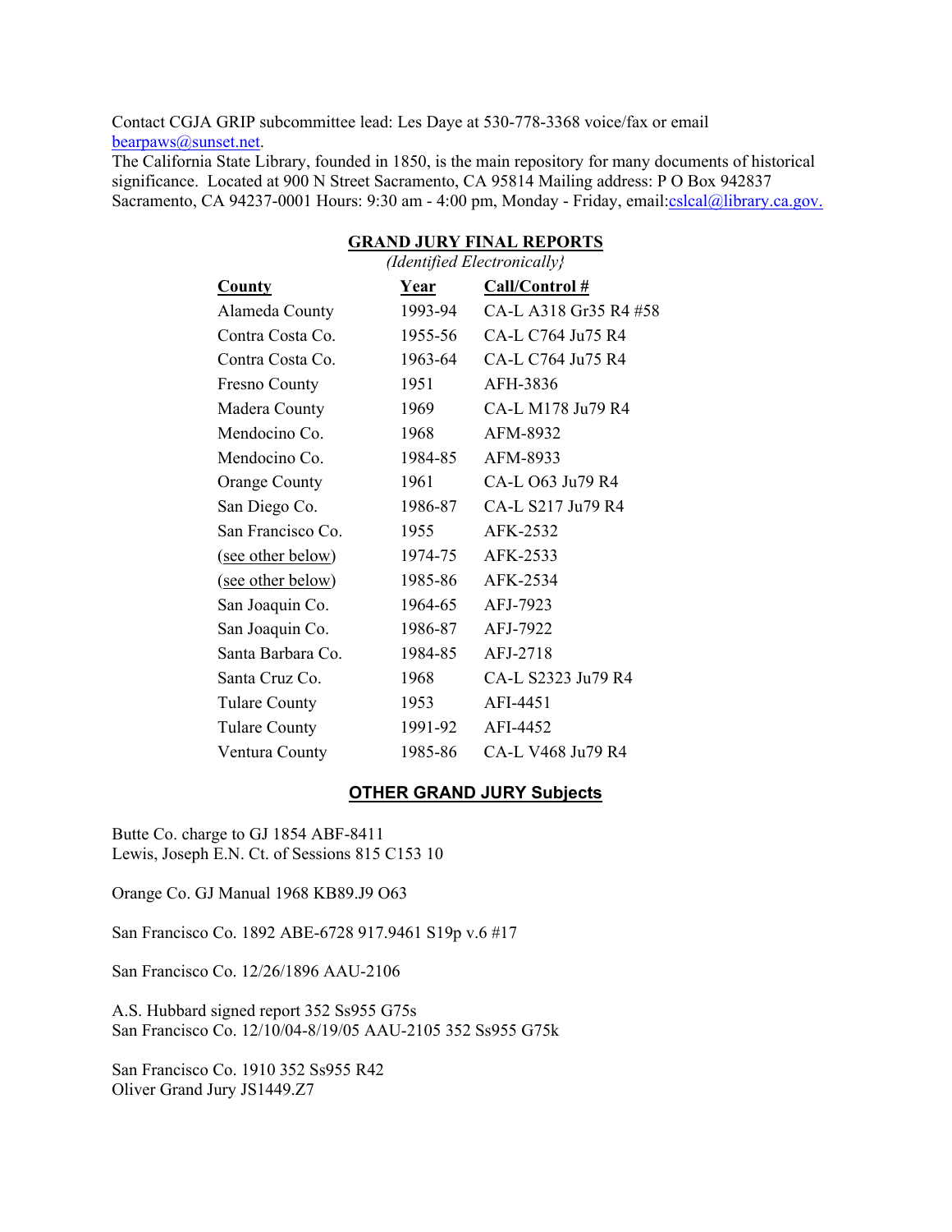Contact CGJA GRIP subcommittee lead: Les Daye at 530-778-3368 voice/fax or email bearpaws@sunset.net.
The California State Library, founded in 1850, is the main repository for many documents of historical significance. Located at 900 N Street Sacramento, CA 95814 Mailing address: P O Box 942837 Sacramento, CA 94237-0001 Hours: 9:30 am - 4:00 pm, Monday - Friday, email:cslcal@library.ca.gov.

## GRAND JURY FINAL REPORTS

*(Identified Electronically}*

| County | Year | Call/Control # |
|---|---|---|
| Alameda County | 1993-94 | CA-L A318 Gr35 R4 #58 |
| Contra Costa Co. | 1955-56 | CA-L C764 Ju75 R4 |
| Contra Costa Co. | 1963-64 | CA-L C764 Ju75 R4 |
| Fresno County | 1951 | AFH-3836 |
| Madera County | 1969 | CA-L M178 Ju79 R4 |
| Mendocino Co. | 1968 | AFM-8932 |
| Mendocino Co. | 1984-85 | AFM-8933 |
| Orange County | 1961 | CA-L O63 Ju79 R4 |
| San Diego Co. | 1986-87 | CA-L S217 Ju79 R4 |
| San Francisco Co. | 1955 | AFK-2532 |
| (see other below) | 1974-75 | AFK-2533 |
| (see other below) | 1985-86 | AFK-2534 |
| San Joaquin Co. | 1964-65 | AFJ-7923 |
| San Joaquin Co. | 1986-87 | AFJ-7922 |
| Santa Barbara Co. | 1984-85 | AFJ-2718 |
| Santa Cruz Co. | 1968 | CA-L S2323 Ju79 R4 |
| Tulare County | 1953 | AFI-4451 |
| Tulare County | 1991-92 | AFI-4452 |
| Ventura County | 1985-86 | CA-L V468 Ju79 R4 |

## OTHER GRAND JURY Subjects

Butte Co. charge to GJ 1854 ABF-8411
Lewis, Joseph E.N. Ct. of Sessions 815 C153 10

Orange Co. GJ Manual 1968 KB89.J9 O63

San Francisco Co. 1892 ABE-6728 917.9461 S19p v.6 #17

San Francisco Co. 12/26/1896 AAU-2106

A.S. Hubbard signed report 352 Ss955 G75s
San Francisco Co. 12/10/04-8/19/05 AAU-2105 352 Ss955 G75k

San Francisco Co. 1910 352 Ss955 R42
Oliver Grand Jury JS1449.Z7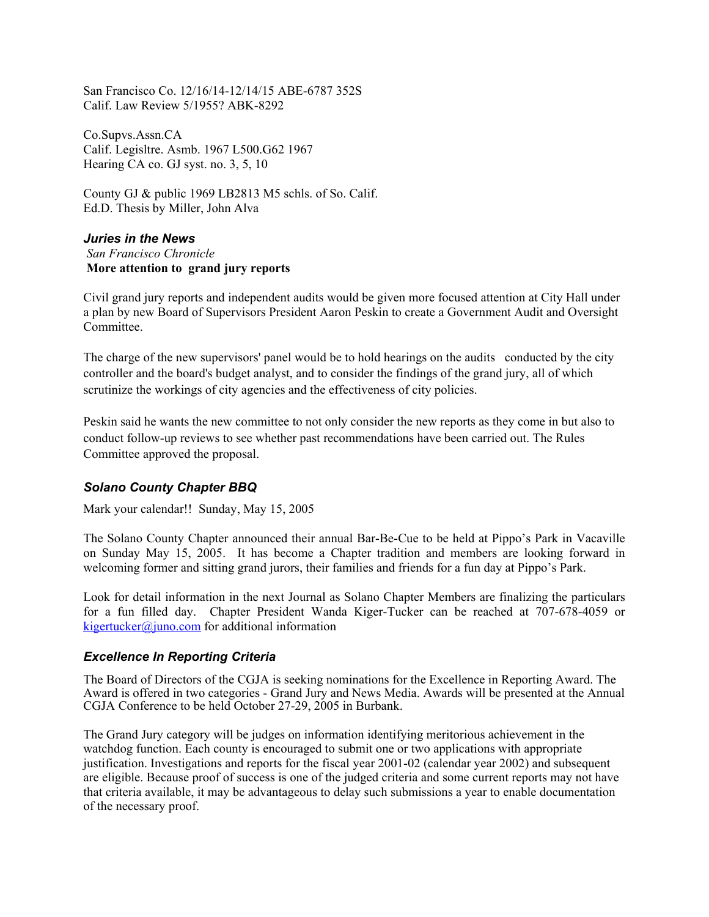San Francisco Co. 12/16/14-12/14/15 ABE-6787 352S
Calif. Law Review 5/1955? ABK-8292

Co.Supvs.Assn.CA
Calif. Legisltre. Asmb. 1967 L500.G62 1967
Hearing CA co. GJ syst. no. 3, 5, 10

County GJ & public 1969 LB2813 M5 schls. of So. Calif.
Ed.D. Thesis by Miller, John Alva

### *Juries in the News*

*San Francisco Chronicle*

**More attention to grand jury reports**

Civil grand jury reports and independent audits would be given more focused attention at City Hall under a plan by new Board of Supervisors President Aaron Peskin to create a Government Audit and Oversight Committee.

The charge of the new supervisors' panel would be to hold hearings on the audits conducted by the city controller and the board's budget analyst, and to consider the findings of the grand jury, all of which scrutinize the workings of city agencies and the effectiveness of city policies.

Peskin said he wants the new committee to not only consider the new reports as they come in but also to conduct follow-up reviews to see whether past recommendations have been carried out. The Rules Committee approved the proposal.

### *Solano County Chapter BBQ*

Mark your calendar!! Sunday, May 15, 2005

The Solano County Chapter announced their annual Bar-Be-Cue to be held at Pippo's Park in Vacaville on Sunday May 15, 2005. It has become a Chapter tradition and members are looking forward in welcoming former and sitting grand jurors, their families and friends for a fun day at Pippo's Park.

Look for detail information in the next Journal as Solano Chapter Members are finalizing the particulars for a fun filled day. Chapter President Wanda Kiger-Tucker can be reached at 707-678-4059 or kigertucker@juno.com for additional information

### *Excellence In Reporting Criteria*

The Board of Directors of the CGJA is seeking nominations for the Excellence in Reporting Award. The Award is offered in two categories - Grand Jury and News Media. Awards will be presented at the Annual CGJA Conference to be held October 27-29, 2005 in Burbank.

The Grand Jury category will be judges on information identifying meritorious achievement in the watchdog function. Each county is encouraged to submit one or two applications with appropriate justification. Investigations and reports for the fiscal year 2001-02 (calendar year 2002) and subsequent are eligible. Because proof of success is one of the judged criteria and some current reports may not have that criteria available, it may be advantageous to delay such submissions a year to enable documentation of the necessary proof.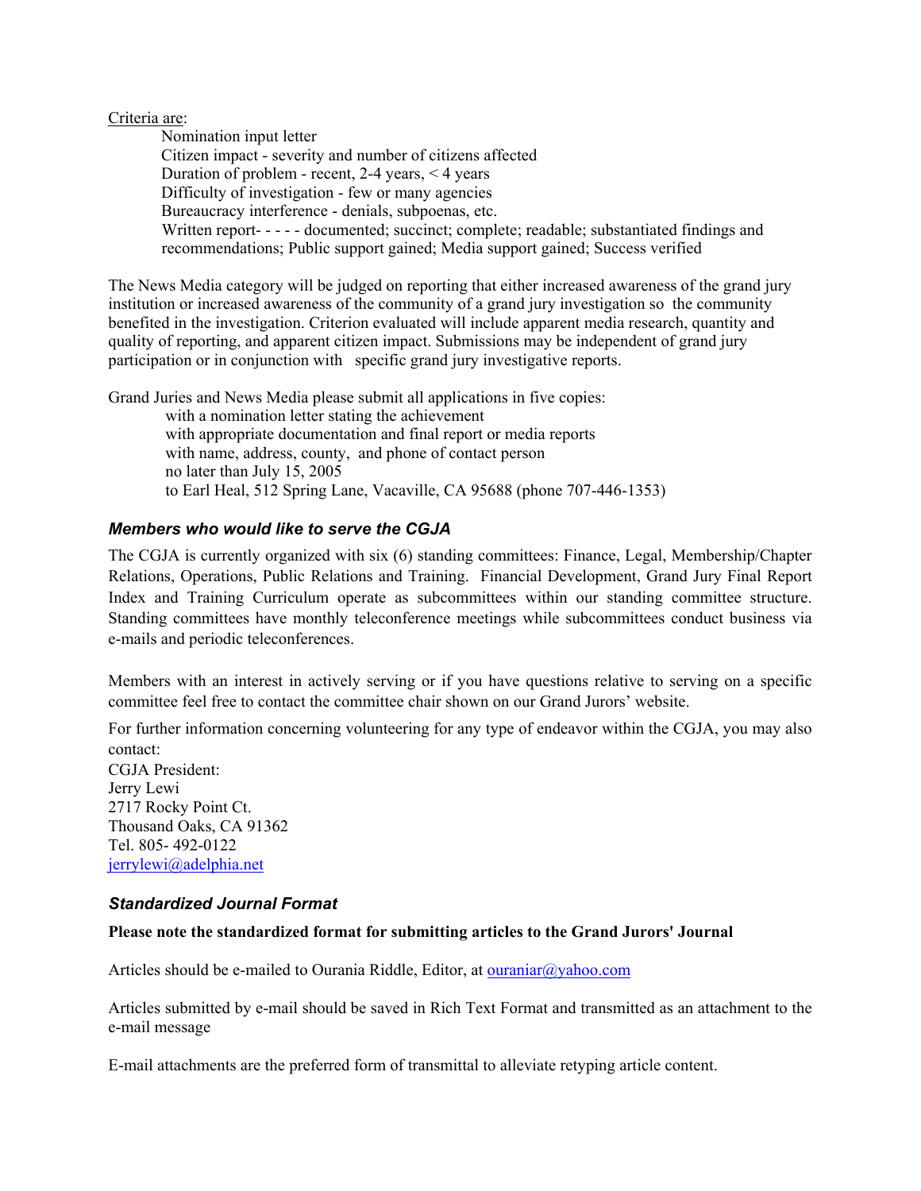Criteria are:

Nomination input letter
Citizen impact - severity and number of citizens affected
Duration of problem - recent, 2-4 years, < 4 years
Difficulty of investigation - few or many agencies
Bureaucracy interference - denials, subpoenas, etc.
Written report- - - - - documented; succinct; complete; readable; substantiated findings and recommendations; Public support gained; Media support gained; Success verified

The News Media category will be judged on reporting that either increased awareness of the grand jury institution or increased awareness of the community of a grand jury investigation so the community benefited in the investigation. Criterion evaluated will include apparent media research, quantity and quality of reporting, and apparent citizen impact. Submissions may be independent of grand jury participation or in conjunction with specific grand jury investigative reports.

Grand Juries and News Media please submit all applications in five copies:

with a nomination letter stating the achievement
with appropriate documentation and final report or media reports
with name, address, county, and phone of contact person
no later than July 15, 2005
to Earl Heal, 512 Spring Lane, Vacaville, CA 95688 (phone 707-446-1353)

### *Members who would like to serve the CGJA*

The CGJA is currently organized with six (6) standing committees: Finance, Legal, Membership/Chapter Relations, Operations, Public Relations and Training. Financial Development, Grand Jury Final Report Index and Training Curriculum operate as subcommittees within our standing committee structure. Standing committees have monthly teleconference meetings while subcommittees conduct business via e-mails and periodic teleconferences.

Members with an interest in actively serving or if you have questions relative to serving on a specific committee feel free to contact the committee chair shown on our Grand Jurors' website.

For further information concerning volunteering for any type of endeavor within the CGJA, you may also contact:

CGJA President:
Jerry Lewi
2717 Rocky Point Ct.
Thousand Oaks, CA 91362
Tel. 805- 492-0122
jerrylewi@adelphia.net

### *Standardized Journal Format*

**Please note the standardized format for submitting articles to the Grand Jurors' Journal**

Articles should be e-mailed to Ourania Riddle, Editor, at ouraniar@yahoo.com

Articles submitted by e-mail should be saved in Rich Text Format and transmitted as an attachment to the e-mail message

E-mail attachments are the preferred form of transmittal to alleviate retyping article content.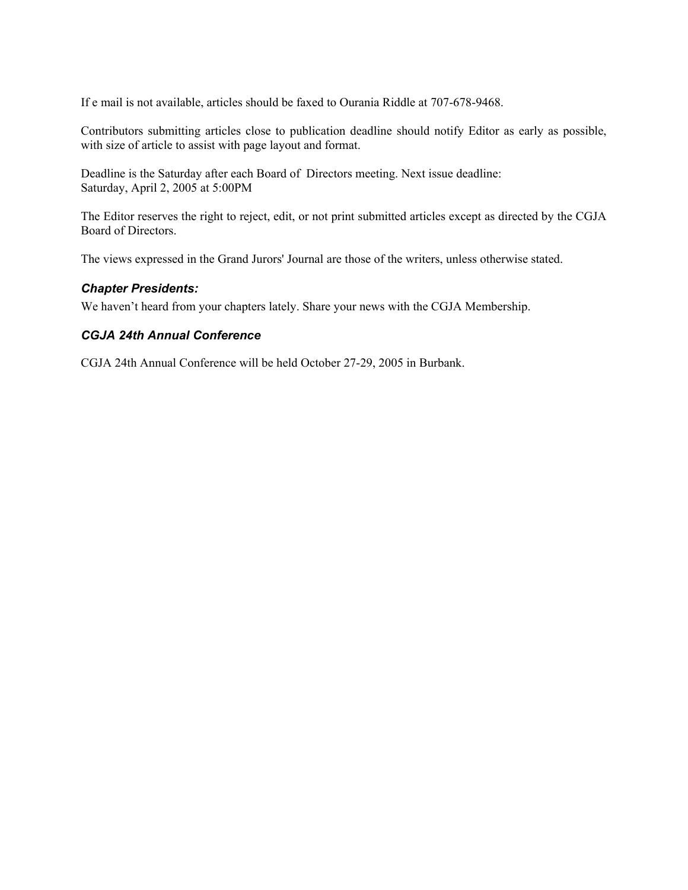If e mail is not available, articles should be faxed to Ourania Riddle at 707-678-9468.

Contributors submitting articles close to publication deadline should notify Editor as early as possible, with size of article to assist with page layout and format.

Deadline is the Saturday after each Board of Directors meeting. Next issue deadline:
Saturday, April 2, 2005 at 5:00PM

The Editor reserves the right to reject, edit, or not print submitted articles except as directed by the CGJA Board of Directors.

The views expressed in the Grand Jurors' Journal are those of the writers, unless otherwise stated.

### *Chapter Presidents:*

We haven't heard from your chapters lately. Share your news with the CGJA Membership.

### *CGJA 24th Annual Conference*

CGJA 24th Annual Conference will be held October 27-29, 2005 in Burbank.